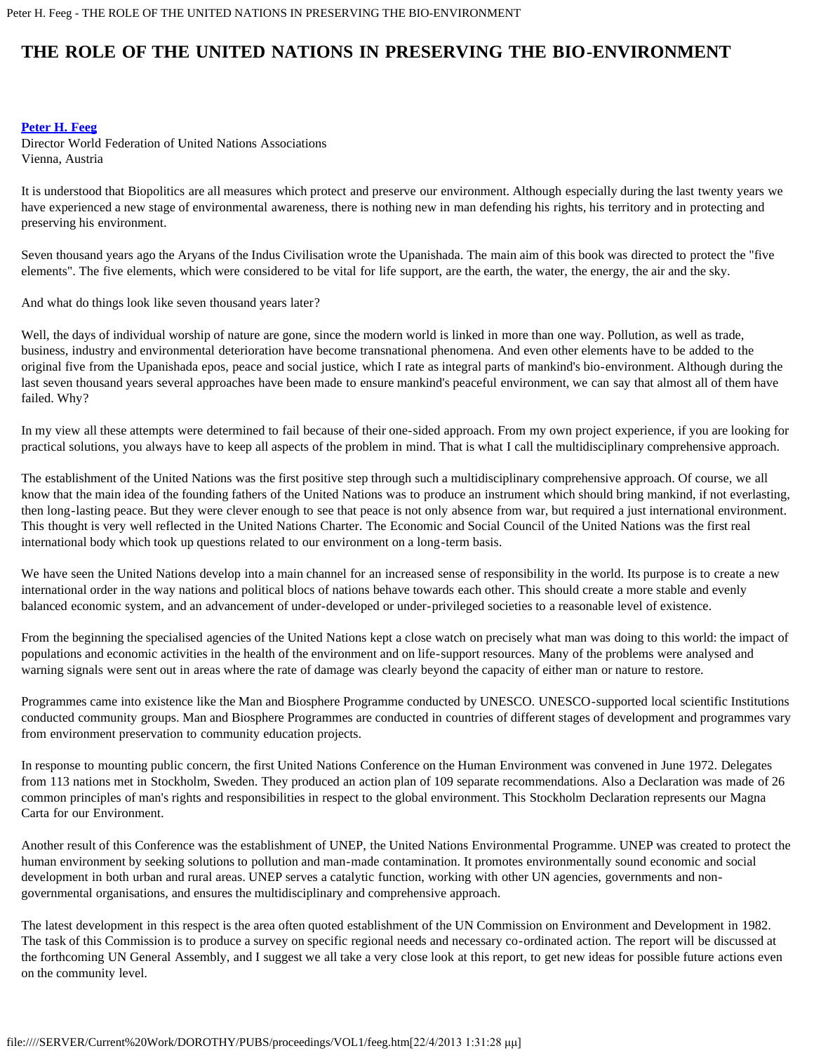# THE ROLE OF THE UNITED NATIONS IN PRESERVING THE BIO-ENVIRONMENT

**Peter H. Feeg**
Director World Federation of United Nations Associations
Vienna, Austria

It is understood that Biopolitics are all measures which protect and preserve our environment. Although especially during the last twenty years we have experienced a new stage of environmental awareness, there is nothing new in man defending his rights, his territory and in protecting and preserving his environment.

Seven thousand years ago the Aryans of the Indus Civilisation wrote the Upanishada. The main aim of this book was directed to protect the "five elements". The five elements, which were considered to be vital for life support, are the earth, the water, the energy, the air and the sky.

And what do things look like seven thousand years later?

Well, the days of individual worship of nature are gone, since the modern world is linked in more than one way. Pollution, as well as trade, business, industry and environmental deterioration have become transnational phenomena. And even other elements have to be added to the original five from the Upanishada epos, peace and social justice, which I rate as integral parts of mankind's bio-environment. Although during the last seven thousand years several approaches have been made to ensure mankind's peaceful environment, we can say that almost all of them have failed. Why?

In my view all these attempts were determined to fail because of their one-sided approach. From my own project experience, if you are looking for practical solutions, you always have to keep all aspects of the problem in mind. That is what I call the multidisciplinary comprehensive approach.

The establishment of the United Nations was the first positive step through such a multidisciplinary comprehensive approach. Of course, we all know that the main idea of the founding fathers of the United Nations was to produce an instrument which should bring mankind, if not everlasting, then long-lasting peace. But they were clever enough to see that peace is not only absence from war, but required a just international environment. This thought is very well reflected in the United Nations Charter. The Economic and Social Council of the United Nations was the first real international body which took up questions related to our environment on a long-term basis.

We have seen the United Nations develop into a main channel for an increased sense of responsibility in the world. Its purpose is to create a new international order in the way nations and political blocs of nations behave towards each other. This should create a more stable and evenly balanced economic system, and an advancement of under-developed or under-privileged societies to a reasonable level of existence.

From the beginning the specialised agencies of the United Nations kept a close watch on precisely what man was doing to this world: the impact of populations and economic activities in the health of the environment and on life-support resources. Many of the problems were analysed and warning signals were sent out in areas where the rate of damage was clearly beyond the capacity of either man or nature to restore.

Programmes came into existence like the Man and Biosphere Programme conducted by UNESCO. UNESCO-supported local scientific Institutions conducted community groups. Man and Biosphere Programmes are conducted in countries of different stages of development and programmes vary from environment preservation to community education projects.

In response to mounting public concern, the first United Nations Conference on the Human Environment was convened in June 1972. Delegates from 113 nations met in Stockholm, Sweden. They produced an action plan of 109 separate recommendations. Also a Declaration was made of 26 common principles of man's rights and responsibilities in respect to the global environment. This Stockholm Declaration represents our Magna Carta for our Environment.

Another result of this Conference was the establishment of UNEP, the United Nations Environmental Programme. UNEP was created to protect the human environment by seeking solutions to pollution and man-made contamination. It promotes environmentally sound economic and social development in both urban and rural areas. UNEP serves a catalytic function, working with other UN agencies, governments and non-governmental organisations, and ensures the multidisciplinary and comprehensive approach.

The latest development in this respect is the area often quoted establishment of the UN Commission on Environment and Development in 1982. The task of this Commission is to produce a survey on specific regional needs and necessary co-ordinated action. The report will be discussed at the forthcoming UN General Assembly, and I suggest we all take a very close look at this report, to get new ideas for possible future actions even on the community level.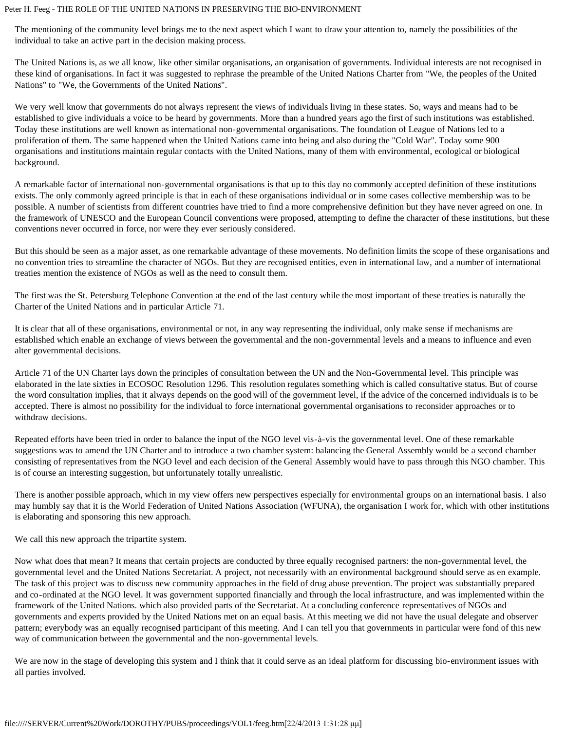The mentioning of the community level brings me to the next aspect which I want to draw your attention to, namely the possibilities of the individual to take an active part in the decision making process.

The United Nations is, as we all know, like other similar organisations, an organisation of governments. Individual interests are not recognised in these kind of organisations. In fact it was suggested to rephrase the preamble of the United Nations Charter from "We, the peoples of the United Nations" to "We, the Governments of the United Nations".

We very well know that governments do not always represent the views of individuals living in these states. So, ways and means had to be established to give individuals a voice to be heard by governments. More than a hundred years ago the first of such institutions was established. Today these institutions are well known as international non-governmental organisations. The foundation of League of Nations led to a proliferation of them. The same happened when the United Nations came into being and also during the "Cold War". Today some 900 organisations and institutions maintain regular contacts with the United Nations, many of them with environmental, ecological or biological background.

A remarkable factor of international non-governmental organisations is that up to this day no commonly accepted definition of these institutions exists. The only commonly agreed principle is that in each of these organisations individual or in some cases collective membership was to be possible. A number of scientists from different countries have tried to find a more comprehensive definition but they have never agreed on one. In the framework of UNESCO and the European Council conventions were proposed, attempting to define the character of these institutions, but these conventions never occurred in force, nor were they ever seriously considered.

But this should be seen as a major asset, as one remarkable advantage of these movements. No definition limits the scope of these organisations and no convention tries to streamline the character of NGOs. But they are recognised entities, even in international law, and a number of international treaties mention the existence of NGOs as well as the need to consult them.

The first was the St. Petersburg Telephone Convention at the end of the last century while the most important of these treaties is naturally the Charter of the United Nations and in particular Article 71.

It is clear that all of these organisations, environmental or not, in any way representing the individual, only make sense if mechanisms are established which enable an exchange of views between the governmental and the non-governmental levels and a means to influence and even alter governmental decisions.

Article 71 of the UN Charter lays down the principles of consultation between the UN and the Non-Governmental level. This principle was elaborated in the late sixties in ECOSOC Resolution 1296. This resolution regulates something which is called consultative status. But of course the word consultation implies, that it always depends on the good will of the government level, if the advice of the concerned individuals is to be accepted. There is almost no possibility for the individual to force international governmental organisations to reconsider approaches or to withdraw decisions.

Repeated efforts have been tried in order to balance the input of the NGO level vis-à-vis the governmental level. One of these remarkable suggestions was to amend the UN Charter and to introduce a two chamber system: balancing the General Assembly would be a second chamber consisting of representatives from the NGO level and each decision of the General Assembly would have to pass through this NGO chamber. This is of course an interesting suggestion, but unfortunately totally unrealistic.

There is another possible approach, which in my view offers new perspectives especially for environmental groups on an international basis. I also may humbly say that it is the World Federation of United Nations Association (WFUNA), the organisation I work for, which with other institutions is elaborating and sponsoring this new approach.

We call this new approach the tripartite system.

Now what does that mean? It means that certain projects are conducted by three equally recognised partners: the non-governmental level, the governmental level and the United Nations Secretariat. A project, not necessarily with an environmental background should serve as en example. The task of this project was to discuss new community approaches in the field of drug abuse prevention. The project was substantially prepared and co-ordinated at the NGO level. It was government supported financially and through the local infrastructure, and was implemented within the framework of the United Nations. which also provided parts of the Secretariat. At a concluding conference representatives of NGOs and governments and experts provided by the United Nations met on an equal basis. At this meeting we did not have the usual delegate and observer pattern; everybody was an equally recognised participant of this meeting. And I can tell you that governments in particular were fond of this new way of communication between the governmental and the non-governmental levels.

We are now in the stage of developing this system and I think that it could serve as an ideal platform for discussing bio-environment issues with all parties involved.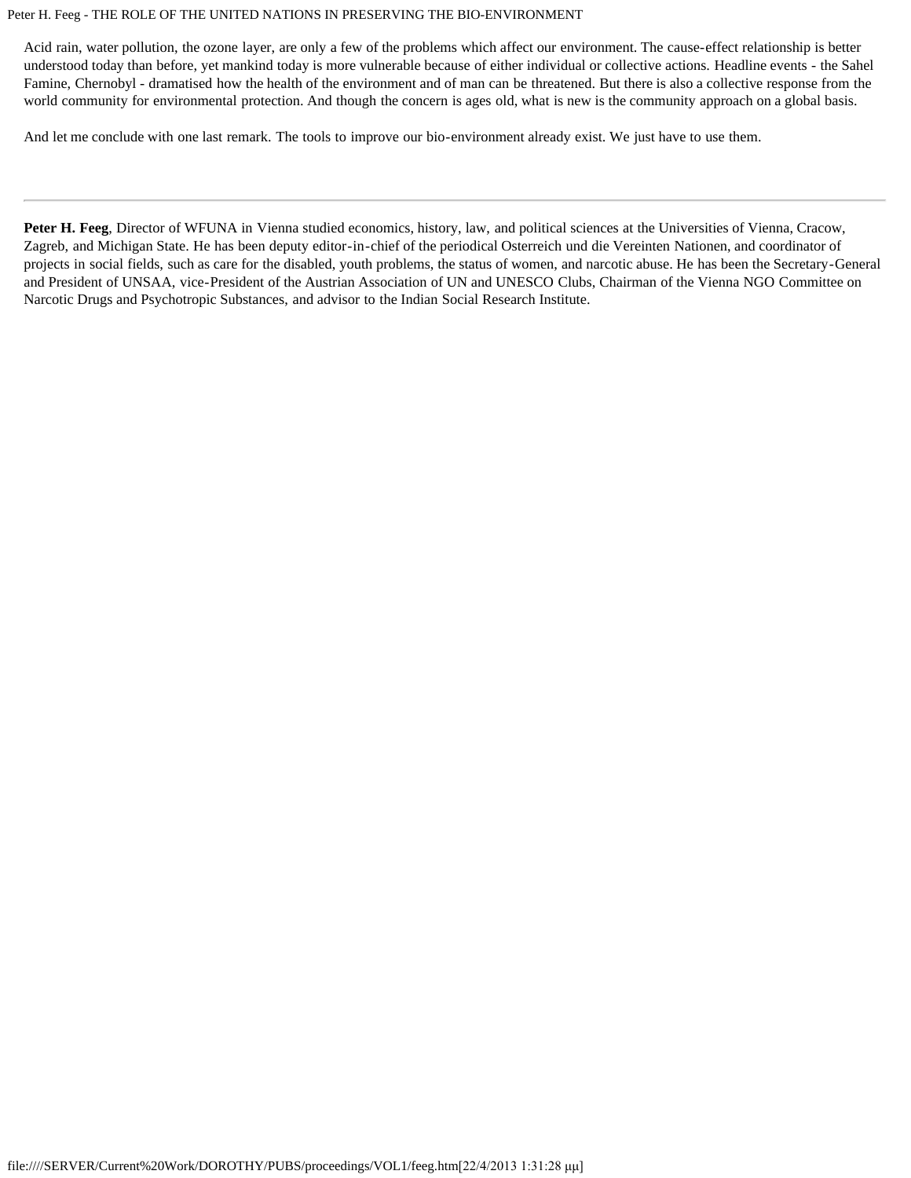Acid rain, water pollution, the ozone layer, are only a few of the problems which affect our environment. The cause-effect relationship is better understood today than before, yet mankind today is more vulnerable because of either individual or collective actions. Headline events - the Sahel Famine, Chernobyl - dramatised how the health of the environment and of man can be threatened. But there is also a collective response from the world community for environmental protection. And though the concern is ages old, what is new is the community approach on a global basis.

And let me conclude with one last remark. The tools to improve our bio-environment already exist. We just have to use them.

---

**Peter H. Feeg**, Director of WFUNA in Vienna studied economics, history, law, and political sciences at the Universities of Vienna, Cracow, Zagreb, and Michigan State. He has been deputy editor-in-chief of the periodical Osterreich und die Vereinten Nationen, and coordinator of projects in social fields, such as care for the disabled, youth problems, the status of women, and narcotic abuse. He has been the Secretary-General and President of UNSAA, vice-President of the Austrian Association of UN and UNESCO Clubs, Chairman of the Vienna NGO Committee on Narcotic Drugs and Psychotropic Substances, and advisor to the Indian Social Research Institute.